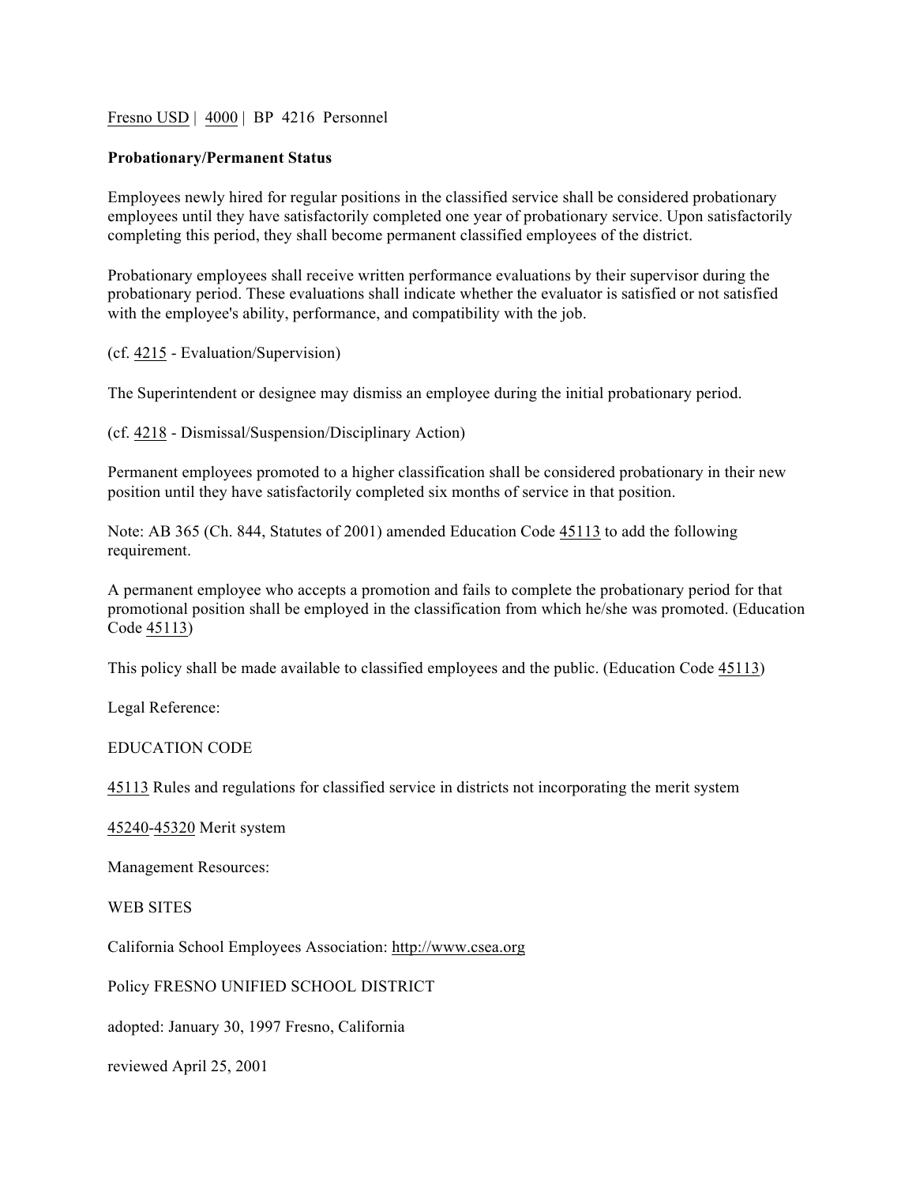Fresno USD | 4000 | BP 4216 Personnel

**Probationary/Permanent Status**

Employees newly hired for regular positions in the classified service shall be considered probationary employees until they have satisfactorily completed one year of probationary service. Upon satisfactorily completing this period, they shall become permanent classified employees of the district.

Probationary employees shall receive written performance evaluations by their supervisor during the probationary period. These evaluations shall indicate whether the evaluator is satisfied or not satisfied with the employee's ability, performance, and compatibility with the job.

(cf. 4215 - Evaluation/Supervision)

The Superintendent or designee may dismiss an employee during the initial probationary period.

(cf. 4218 - Dismissal/Suspension/Disciplinary Action)

Permanent employees promoted to a higher classification shall be considered probationary in their new position until they have satisfactorily completed six months of service in that position.

Note: AB 365 (Ch. 844, Statutes of 2001) amended Education Code 45113 to add the following requirement.

A permanent employee who accepts a promotion and fails to complete the probationary period for that promotional position shall be employed in the classification from which he/she was promoted. (Education Code 45113)

This policy shall be made available to classified employees and the public. (Education Code 45113)

Legal Reference:

EDUCATION CODE

45113 Rules and regulations for classified service in districts not incorporating the merit system

45240-45320 Merit system

Management Resources:

WEB SITES

California School Employees Association: http://www.csea.org

Policy FRESNO UNIFIED SCHOOL DISTRICT

adopted: January 30, 1997 Fresno, California

reviewed April 25, 2001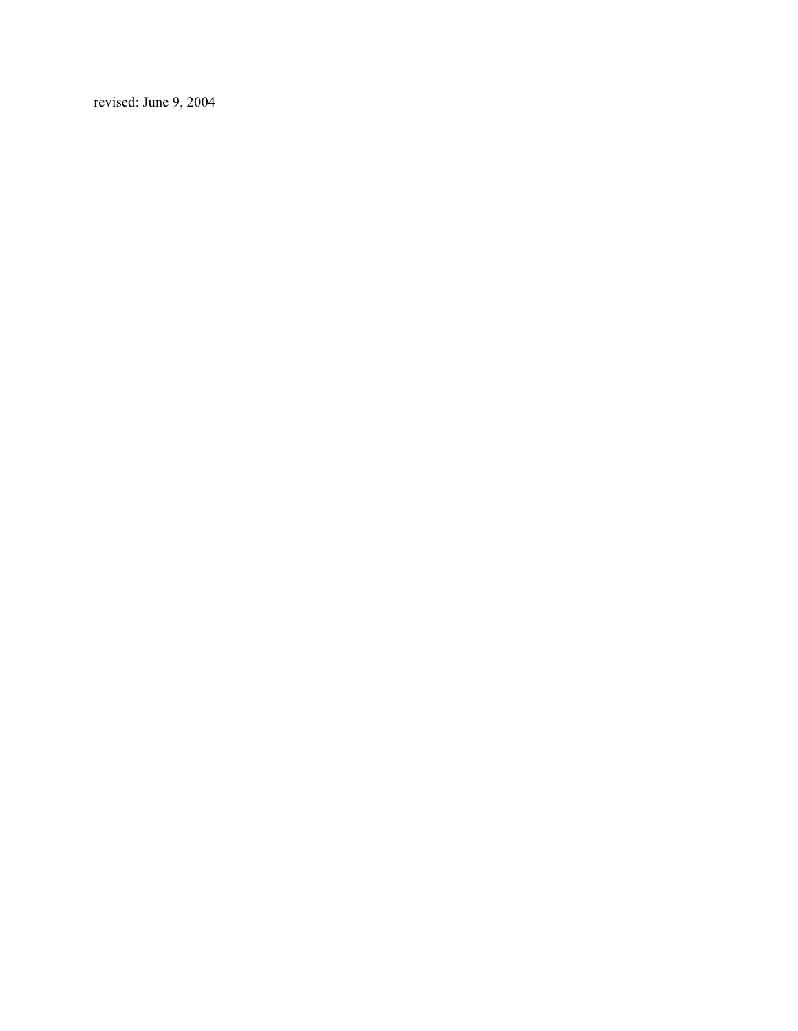revised: June 9, 2004